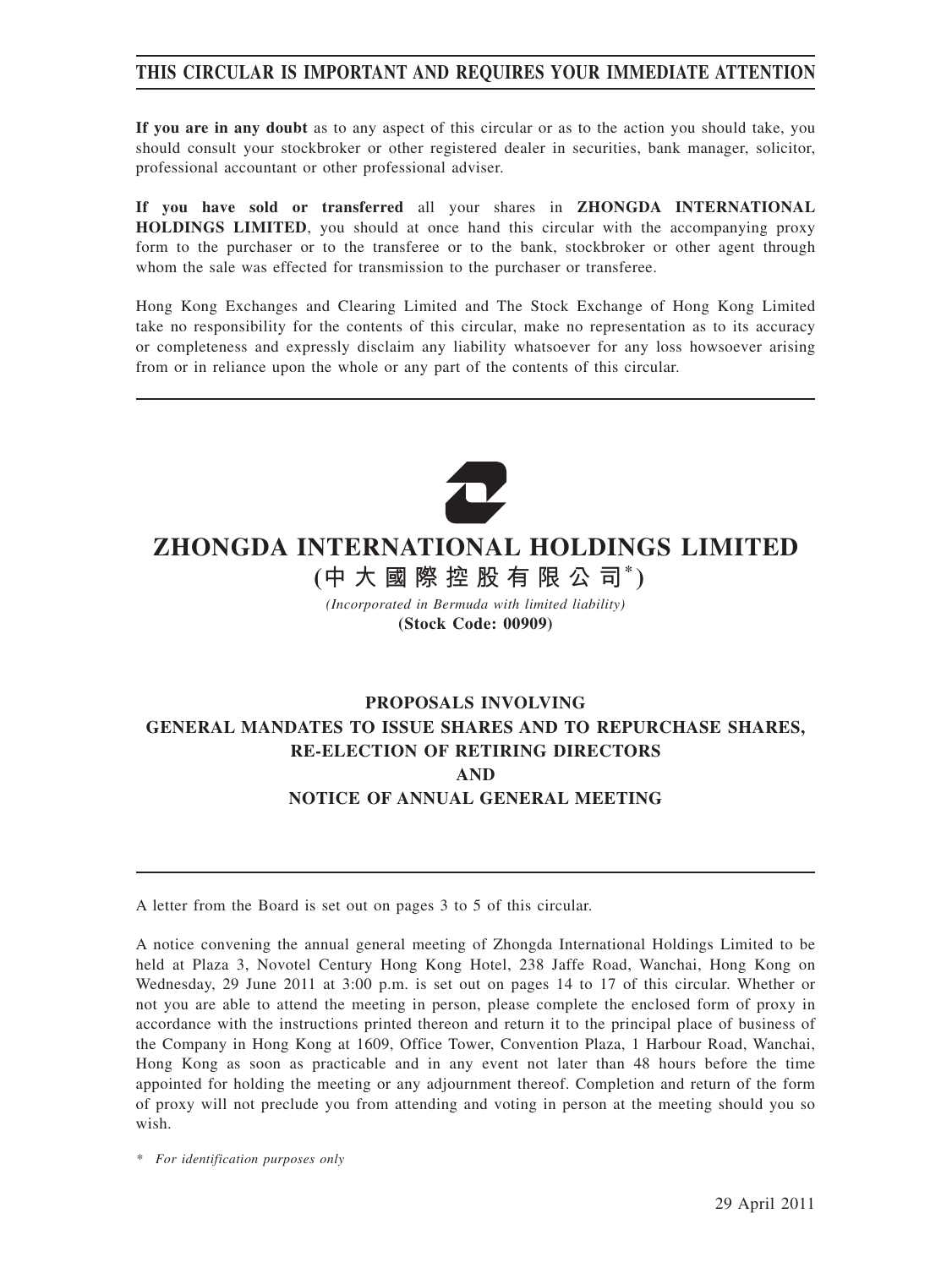**THIS CIRCULAR IS IMPORTANT AND REQUIRES YOUR IMMEDIATE ATTENTION**

**If you are in any doubt** as to any aspect of this circular or as to the action you should take, you should consult your stockbroker or other registered dealer in securities, bank manager, solicitor, professional accountant or other professional adviser.

**If you have sold or transferred** all your shares in **ZHONGDA INTERNATIONAL HOLDINGS LIMITED**, you should at once hand this circular with the accompanying proxy form to the purchaser or to the transferee or to the bank, stockbroker or other agent through whom the sale was effected for transmission to the purchaser or transferee.

Hong Kong Exchanges and Clearing Limited and The Stock Exchange of Hong Kong Limited take no responsibility for the contents of this circular, make no representation as to its accuracy or completeness and expressly disclaim any liability whatsoever for any loss howsoever arising from or in reliance upon the whole or any part of the contents of this circular.

# ZHONGDA INTERNATIONAL HOLDINGS LIMITED

**(中大國際控股有限公司*)**

*(Incorporated in Bermuda with limited liability)*

**(Stock Code: 00909)**

## PROPOSALS INVOLVING GENERAL MANDATES TO ISSUE SHARES AND TO REPURCHASE SHARES, RE-ELECTION OF RETIRING DIRECTORS AND NOTICE OF ANNUAL GENERAL MEETING

A letter from the Board is set out on pages 3 to 5 of this circular.

A notice convening the annual general meeting of Zhongda International Holdings Limited to be held at Plaza 3, Novotel Century Hong Kong Hotel, 238 Jaffe Road, Wanchai, Hong Kong on Wednesday, 29 June 2011 at 3:00 p.m. is set out on pages 14 to 17 of this circular. Whether or not you are able to attend the meeting in person, please complete the enclosed form of proxy in accordance with the instructions printed thereon and return it to the principal place of business of the Company in Hong Kong at 1609, Office Tower, Convention Plaza, 1 Harbour Road, Wanchai, Hong Kong as soon as practicable and in any event not later than 48 hours before the time appointed for holding the meeting or any adjournment thereof. Completion and return of the form of proxy will not preclude you from attending and voting in person at the meeting should you so wish.

\* *For identification purposes only*

29 April 2011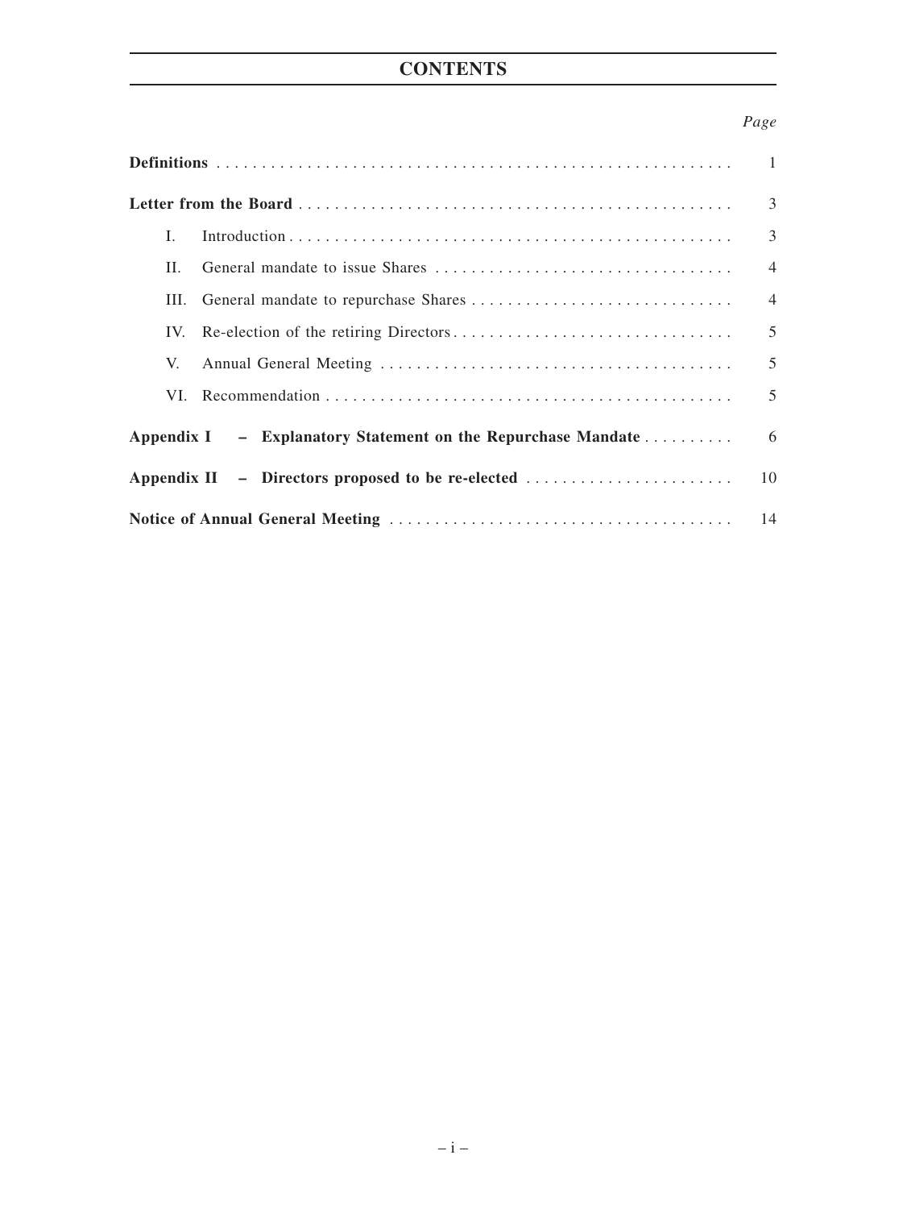# CONTENTS

| | Page |
|---|---|
| **Definitions** | 1 |
| **Letter from the Board** | 3 |
| I. Introduction | 3 |
| II. General mandate to issue Shares | 4 |
| III. General mandate to repurchase Shares | 4 |
| IV. Re-election of the retiring Directors | 5 |
| V. Annual General Meeting | 5 |
| VI. Recommendation | 5 |
| **Appendix I – Explanatory Statement on the Repurchase Mandate** | 6 |
| **Appendix II – Directors proposed to be re-elected** | 10 |
| **Notice of Annual General Meeting** | 14 |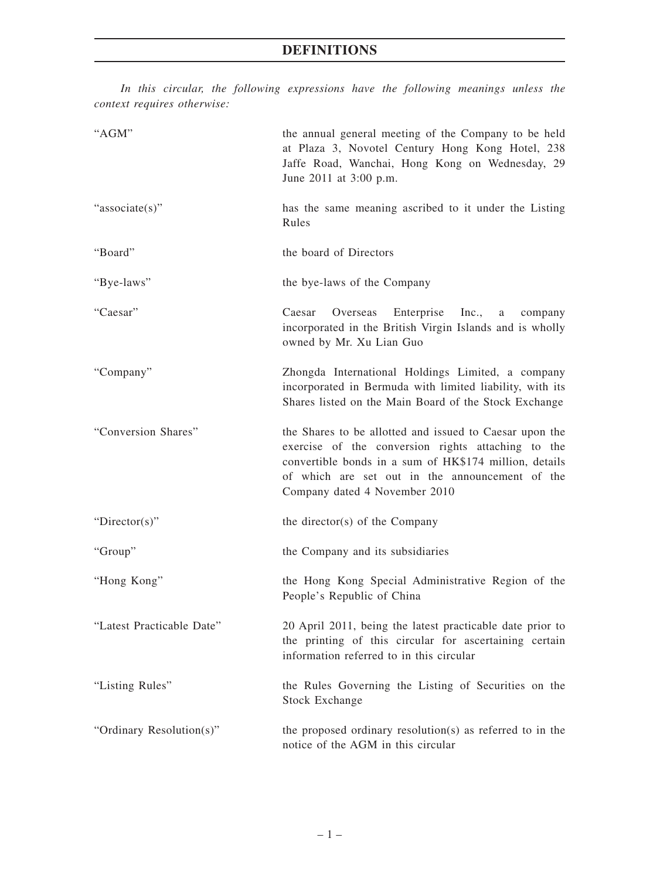# DEFINITIONS

*In this circular, the following expressions have the following meanings unless the context requires otherwise:*

| | |
|---|---|
| "AGM" | the annual general meeting of the Company to be held at Plaza 3, Novotel Century Hong Kong Hotel, 238 Jaffe Road, Wanchai, Hong Kong on Wednesday, 29 June 2011 at 3:00 p.m. |
| "associate(s)" | has the same meaning ascribed to it under the Listing Rules |
| "Board" | the board of Directors |
| "Bye-laws" | the bye-laws of the Company |
| "Caesar" | Caesar Overseas Enterprise Inc., a company incorporated in the British Virgin Islands and is wholly owned by Mr. Xu Lian Guo |
| "Company" | Zhongda International Holdings Limited, a company incorporated in Bermuda with limited liability, with its Shares listed on the Main Board of the Stock Exchange |
| "Conversion Shares" | the Shares to be allotted and issued to Caesar upon the exercise of the conversion rights attaching to the convertible bonds in a sum of HK$174 million, details of which are set out in the announcement of the Company dated 4 November 2010 |
| "Director(s)" | the director(s) of the Company |
| "Group" | the Company and its subsidiaries |
| "Hong Kong" | the Hong Kong Special Administrative Region of the People's Republic of China |
| "Latest Practicable Date" | 20 April 2011, being the latest practicable date prior to the printing of this circular for ascertaining certain information referred to in this circular |
| "Listing Rules" | the Rules Governing the Listing of Securities on the Stock Exchange |
| "Ordinary Resolution(s)" | the proposed ordinary resolution(s) as referred to in the notice of the AGM in this circular |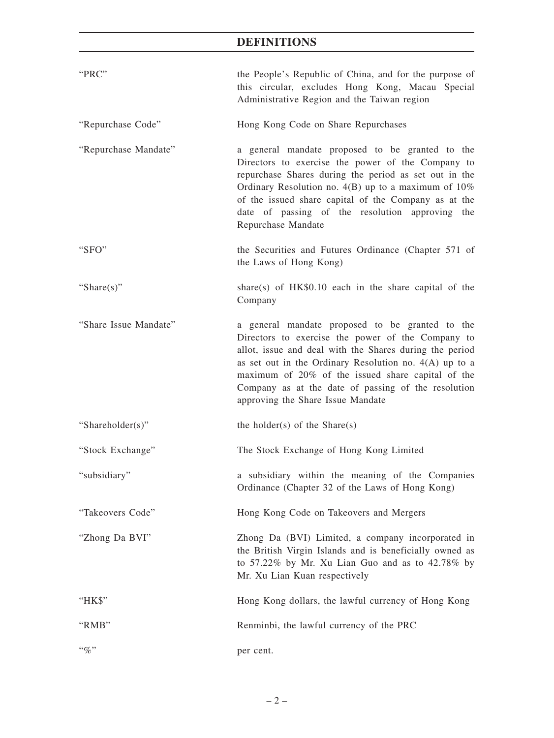## DEFINITIONS

| | |
|---|---|
| "PRC" | the People's Republic of China, and for the purpose of this circular, excludes Hong Kong, Macau Special Administrative Region and the Taiwan region |
| "Repurchase Code" | Hong Kong Code on Share Repurchases |
| "Repurchase Mandate" | a general mandate proposed to be granted to the Directors to exercise the power of the Company to repurchase Shares during the period as set out in the Ordinary Resolution no. 4(B) up to a maximum of 10% of the issued share capital of the Company as at the date of passing of the resolution approving the Repurchase Mandate |
| "SFO" | the Securities and Futures Ordinance (Chapter 571 of the Laws of Hong Kong) |
| "Share(s)" | share(s) of HK$0.10 each in the share capital of the Company |
| "Share Issue Mandate" | a general mandate proposed to be granted to the Directors to exercise the power of the Company to allot, issue and deal with the Shares during the period as set out in the Ordinary Resolution no. 4(A) up to a maximum of 20% of the issued share capital of the Company as at the date of passing of the resolution approving the Share Issue Mandate |
| "Shareholder(s)" | the holder(s) of the Share(s) |
| "Stock Exchange" | The Stock Exchange of Hong Kong Limited |
| "subsidiary" | a subsidiary within the meaning of the Companies Ordinance (Chapter 32 of the Laws of Hong Kong) |
| "Takeovers Code" | Hong Kong Code on Takeovers and Mergers |
| "Zhong Da BVI" | Zhong Da (BVI) Limited, a company incorporated in the British Virgin Islands and is beneficially owned as to 57.22% by Mr. Xu Lian Guo and as to 42.78% by Mr. Xu Lian Kuan respectively |
| "HK$" | Hong Kong dollars, the lawful currency of Hong Kong |
| "RMB" | Renminbi, the lawful currency of the PRC |
| "%" | per cent. |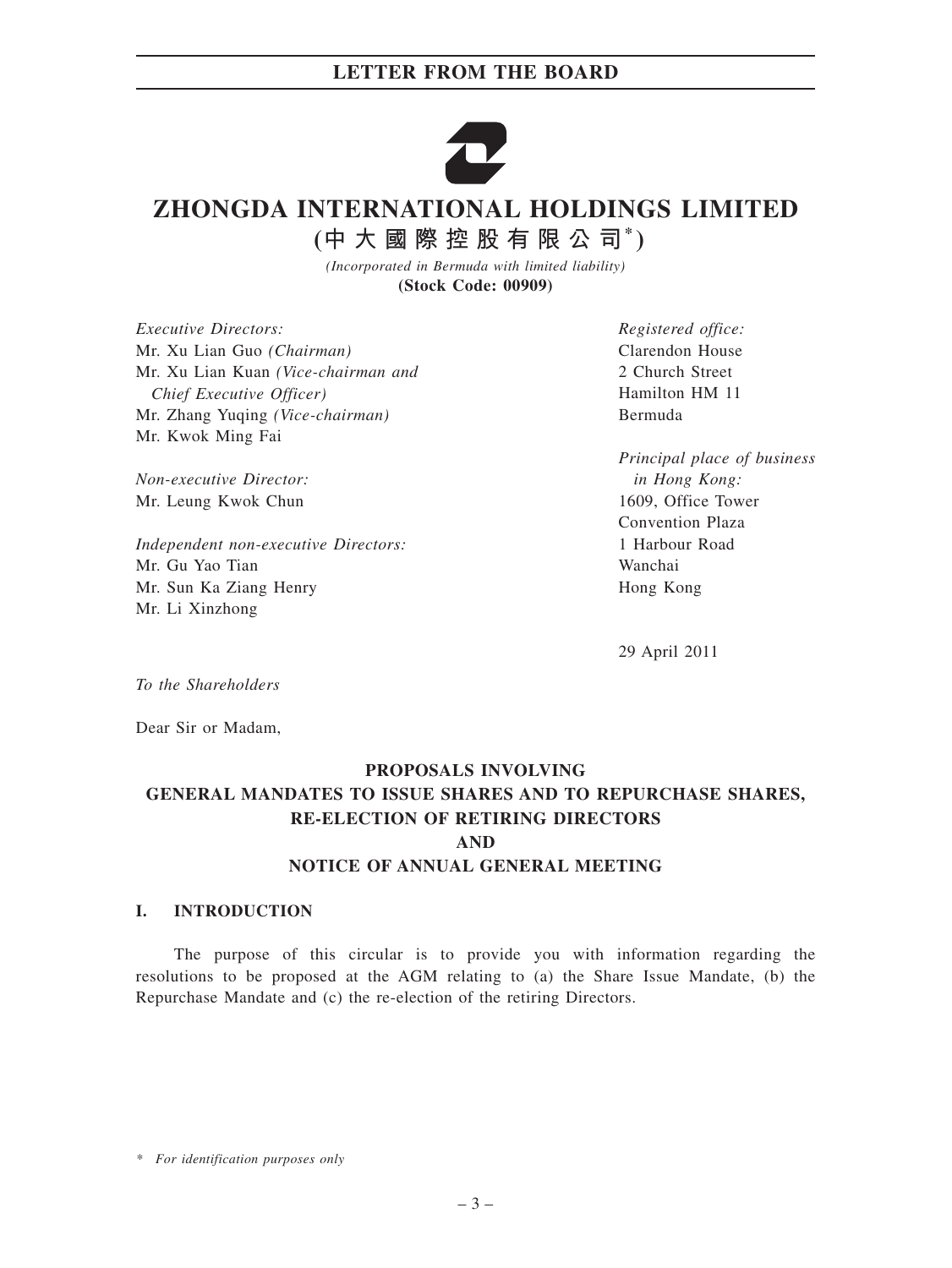# ZHONGDA INTERNATIONAL HOLDINGS LIMITED

**(中大國際控股有限公司*)**

*(Incorporated in Bermuda with limited liability)*

**(Stock Code: 00909)**

*Executive Directors:*
Mr. Xu Lian Guo *(Chairman)*
Mr. Xu Lian Kuan *(Vice-chairman and Chief Executive Officer)*
Mr. Zhang Yuqing *(Vice-chairman)*
Mr. Kwok Ming Fai

*Non-executive Director:*
Mr. Leung Kwok Chun

*Independent non-executive Directors:*
Mr. Gu Yao Tian
Mr. Sun Ka Ziang Henry
Mr. Li Xinzhong

*Registered office:*
Clarendon House
2 Church Street
Hamilton HM 11
Bermuda

*Principal place of business in Hong Kong:*
1609, Office Tower
Convention Plaza
1 Harbour Road
Wanchai
Hong Kong

29 April 2011

*To the Shareholders*

Dear Sir or Madam,

## PROPOSALS INVOLVING GENERAL MANDATES TO ISSUE SHARES AND TO REPURCHASE SHARES, RE-ELECTION OF RETIRING DIRECTORS AND NOTICE OF ANNUAL GENERAL MEETING

### I. INTRODUCTION

The purpose of this circular is to provide you with information regarding the resolutions to be proposed at the AGM relating to (a) the Share Issue Mandate, (b) the Repurchase Mandate and (c) the re-election of the retiring Directors.

\* *For identification purposes only*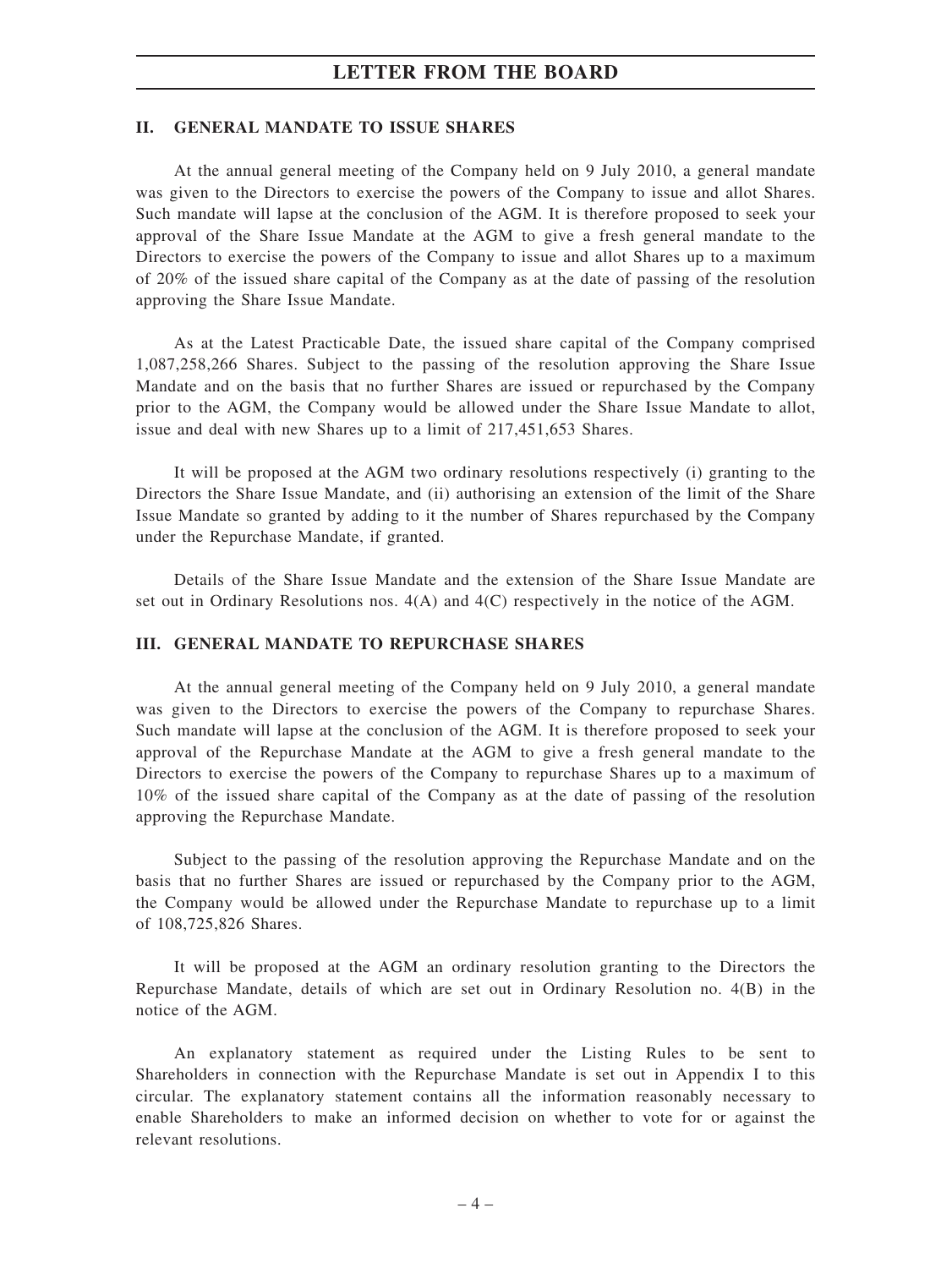## II. GENERAL MANDATE TO ISSUE SHARES

At the annual general meeting of the Company held on 9 July 2010, a general mandate was given to the Directors to exercise the powers of the Company to issue and allot Shares. Such mandate will lapse at the conclusion of the AGM. It is therefore proposed to seek your approval of the Share Issue Mandate at the AGM to give a fresh general mandate to the Directors to exercise the powers of the Company to issue and allot Shares up to a maximum of 20% of the issued share capital of the Company as at the date of passing of the resolution approving the Share Issue Mandate.

As at the Latest Practicable Date, the issued share capital of the Company comprised 1,087,258,266 Shares. Subject to the passing of the resolution approving the Share Issue Mandate and on the basis that no further Shares are issued or repurchased by the Company prior to the AGM, the Company would be allowed under the Share Issue Mandate to allot, issue and deal with new Shares up to a limit of 217,451,653 Shares.

It will be proposed at the AGM two ordinary resolutions respectively (i) granting to the Directors the Share Issue Mandate, and (ii) authorising an extension of the limit of the Share Issue Mandate so granted by adding to it the number of Shares repurchased by the Company under the Repurchase Mandate, if granted.

Details of the Share Issue Mandate and the extension of the Share Issue Mandate are set out in Ordinary Resolutions nos. 4(A) and 4(C) respectively in the notice of the AGM.

## III. GENERAL MANDATE TO REPURCHASE SHARES

At the annual general meeting of the Company held on 9 July 2010, a general mandate was given to the Directors to exercise the powers of the Company to repurchase Shares. Such mandate will lapse at the conclusion of the AGM. It is therefore proposed to seek your approval of the Repurchase Mandate at the AGM to give a fresh general mandate to the Directors to exercise the powers of the Company to repurchase Shares up to a maximum of 10% of the issued share capital of the Company as at the date of passing of the resolution approving the Repurchase Mandate.

Subject to the passing of the resolution approving the Repurchase Mandate and on the basis that no further Shares are issued or repurchased by the Company prior to the AGM, the Company would be allowed under the Repurchase Mandate to repurchase up to a limit of 108,725,826 Shares.

It will be proposed at the AGM an ordinary resolution granting to the Directors the Repurchase Mandate, details of which are set out in Ordinary Resolution no. 4(B) in the notice of the AGM.

An explanatory statement as required under the Listing Rules to be sent to Shareholders in connection with the Repurchase Mandate is set out in Appendix I to this circular. The explanatory statement contains all the information reasonably necessary to enable Shareholders to make an informed decision on whether to vote for or against the relevant resolutions.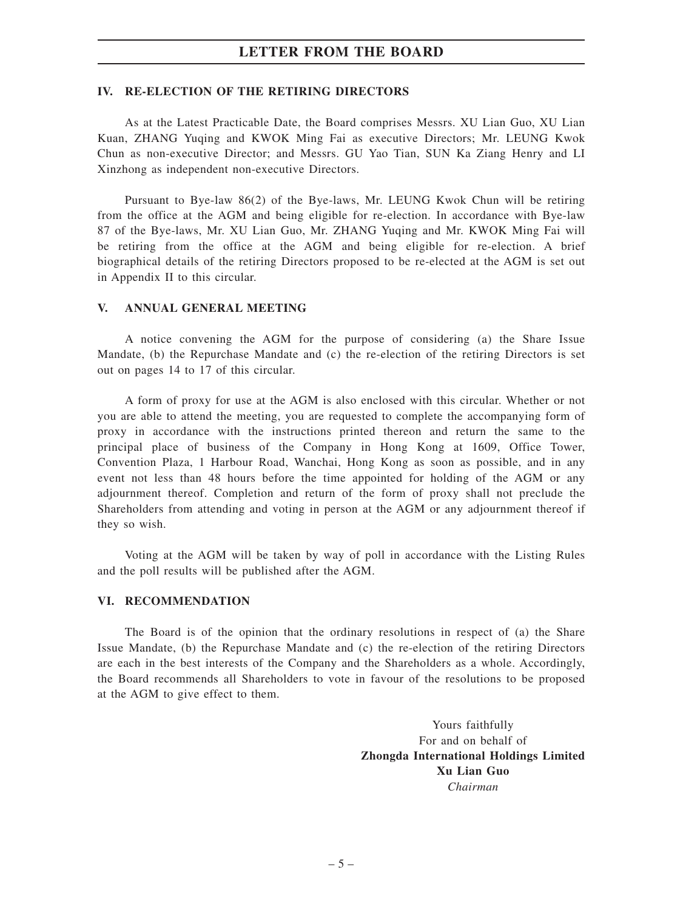## IV. RE-ELECTION OF THE RETIRING DIRECTORS

As at the Latest Practicable Date, the Board comprises Messrs. XU Lian Guo, XU Lian Kuan, ZHANG Yuqing and KWOK Ming Fai as executive Directors; Mr. LEUNG Kwok Chun as non-executive Director; and Messrs. GU Yao Tian, SUN Ka Ziang Henry and LI Xinzhong as independent non-executive Directors.

Pursuant to Bye-law 86(2) of the Bye-laws, Mr. LEUNG Kwok Chun will be retiring from the office at the AGM and being eligible for re-election. In accordance with Bye-law 87 of the Bye-laws, Mr. XU Lian Guo, Mr. ZHANG Yuqing and Mr. KWOK Ming Fai will be retiring from the office at the AGM and being eligible for re-election. A brief biographical details of the retiring Directors proposed to be re-elected at the AGM is set out in Appendix II to this circular.

## V. ANNUAL GENERAL MEETING

A notice convening the AGM for the purpose of considering (a) the Share Issue Mandate, (b) the Repurchase Mandate and (c) the re-election of the retiring Directors is set out on pages 14 to 17 of this circular.

A form of proxy for use at the AGM is also enclosed with this circular. Whether or not you are able to attend the meeting, you are requested to complete the accompanying form of proxy in accordance with the instructions printed thereon and return the same to the principal place of business of the Company in Hong Kong at 1609, Office Tower, Convention Plaza, 1 Harbour Road, Wanchai, Hong Kong as soon as possible, and in any event not less than 48 hours before the time appointed for holding of the AGM or any adjournment thereof. Completion and return of the form of proxy shall not preclude the Shareholders from attending and voting in person at the AGM or any adjournment thereof if they so wish.

Voting at the AGM will be taken by way of poll in accordance with the Listing Rules and the poll results will be published after the AGM.

## VI. RECOMMENDATION

The Board is of the opinion that the ordinary resolutions in respect of (a) the Share Issue Mandate, (b) the Repurchase Mandate and (c) the re-election of the retiring Directors are each in the best interests of the Company and the Shareholders as a whole. Accordingly, the Board recommends all Shareholders to vote in favour of the resolutions to be proposed at the AGM to give effect to them.

Yours faithfully
For and on behalf of
**Zhongda International Holdings Limited**
**Xu Lian Guo**
*Chairman*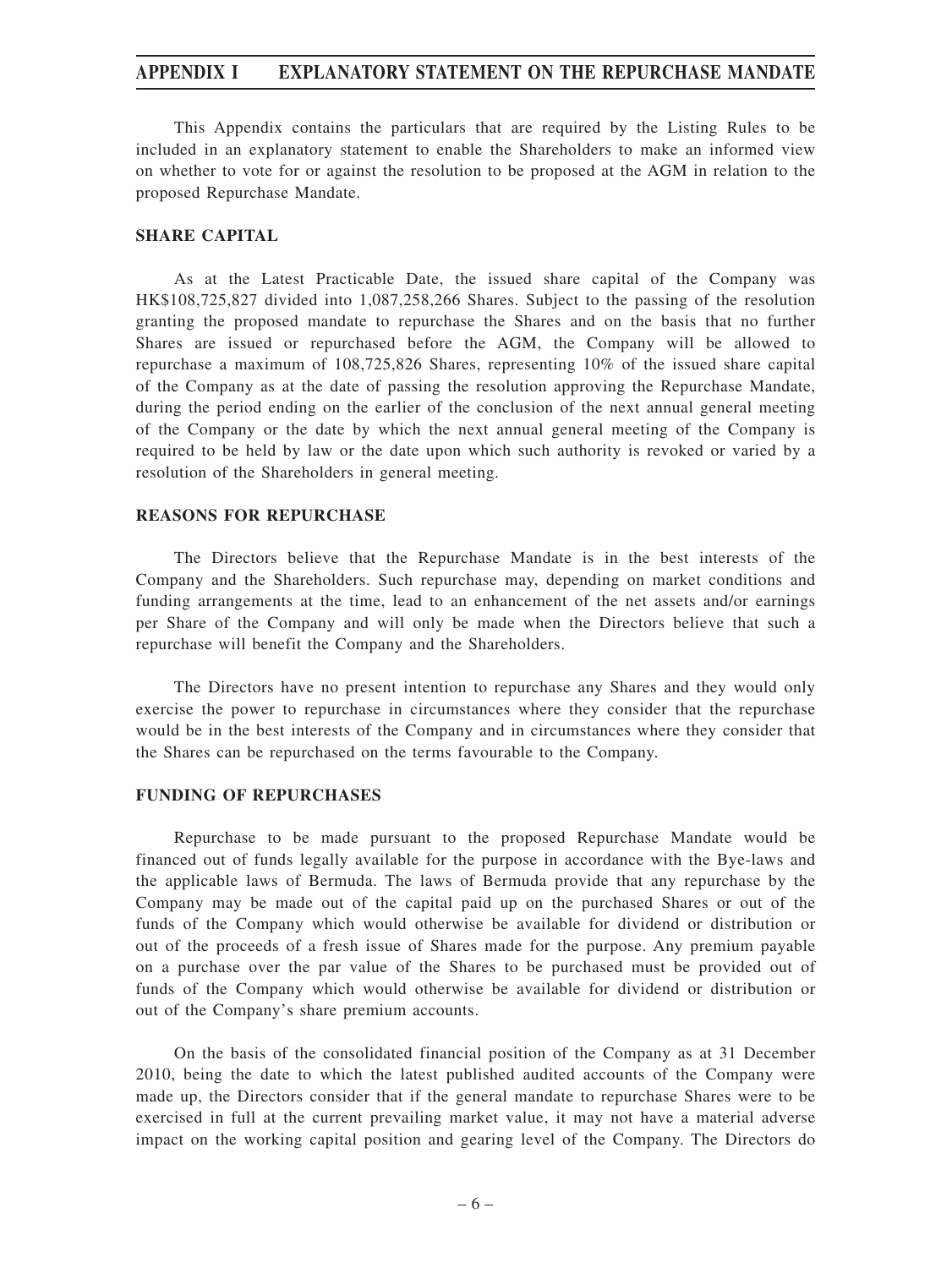# APPENDIX I EXPLANATORY STATEMENT ON THE REPURCHASE MANDATE

This Appendix contains the particulars that are required by the Listing Rules to be included in an explanatory statement to enable the Shareholders to make an informed view on whether to vote for or against the resolution to be proposed at the AGM in relation to the proposed Repurchase Mandate.

## SHARE CAPITAL

As at the Latest Practicable Date, the issued share capital of the Company was HK$108,725,827 divided into 1,087,258,266 Shares. Subject to the passing of the resolution granting the proposed mandate to repurchase the Shares and on the basis that no further Shares are issued or repurchased before the AGM, the Company will be allowed to repurchase a maximum of 108,725,826 Shares, representing 10% of the issued share capital of the Company as at the date of passing the resolution approving the Repurchase Mandate, during the period ending on the earlier of the conclusion of the next annual general meeting of the Company or the date by which the next annual general meeting of the Company is required to be held by law or the date upon which such authority is revoked or varied by a resolution of the Shareholders in general meeting.

## REASONS FOR REPURCHASE

The Directors believe that the Repurchase Mandate is in the best interests of the Company and the Shareholders. Such repurchase may, depending on market conditions and funding arrangements at the time, lead to an enhancement of the net assets and/or earnings per Share of the Company and will only be made when the Directors believe that such a repurchase will benefit the Company and the Shareholders.

The Directors have no present intention to repurchase any Shares and they would only exercise the power to repurchase in circumstances where they consider that the repurchase would be in the best interests of the Company and in circumstances where they consider that the Shares can be repurchased on the terms favourable to the Company.

## FUNDING OF REPURCHASES

Repurchase to be made pursuant to the proposed Repurchase Mandate would be financed out of funds legally available for the purpose in accordance with the Bye-laws and the applicable laws of Bermuda. The laws of Bermuda provide that any repurchase by the Company may be made out of the capital paid up on the purchased Shares or out of the funds of the Company which would otherwise be available for dividend or distribution or out of the proceeds of a fresh issue of Shares made for the purpose. Any premium payable on a purchase over the par value of the Shares to be purchased must be provided out of funds of the Company which would otherwise be available for dividend or distribution or out of the Company's share premium accounts.

On the basis of the consolidated financial position of the Company as at 31 December 2010, being the date to which the latest published audited accounts of the Company were made up, the Directors consider that if the general mandate to repurchase Shares were to be exercised in full at the current prevailing market value, it may not have a material adverse impact on the working capital position and gearing level of the Company. The Directors do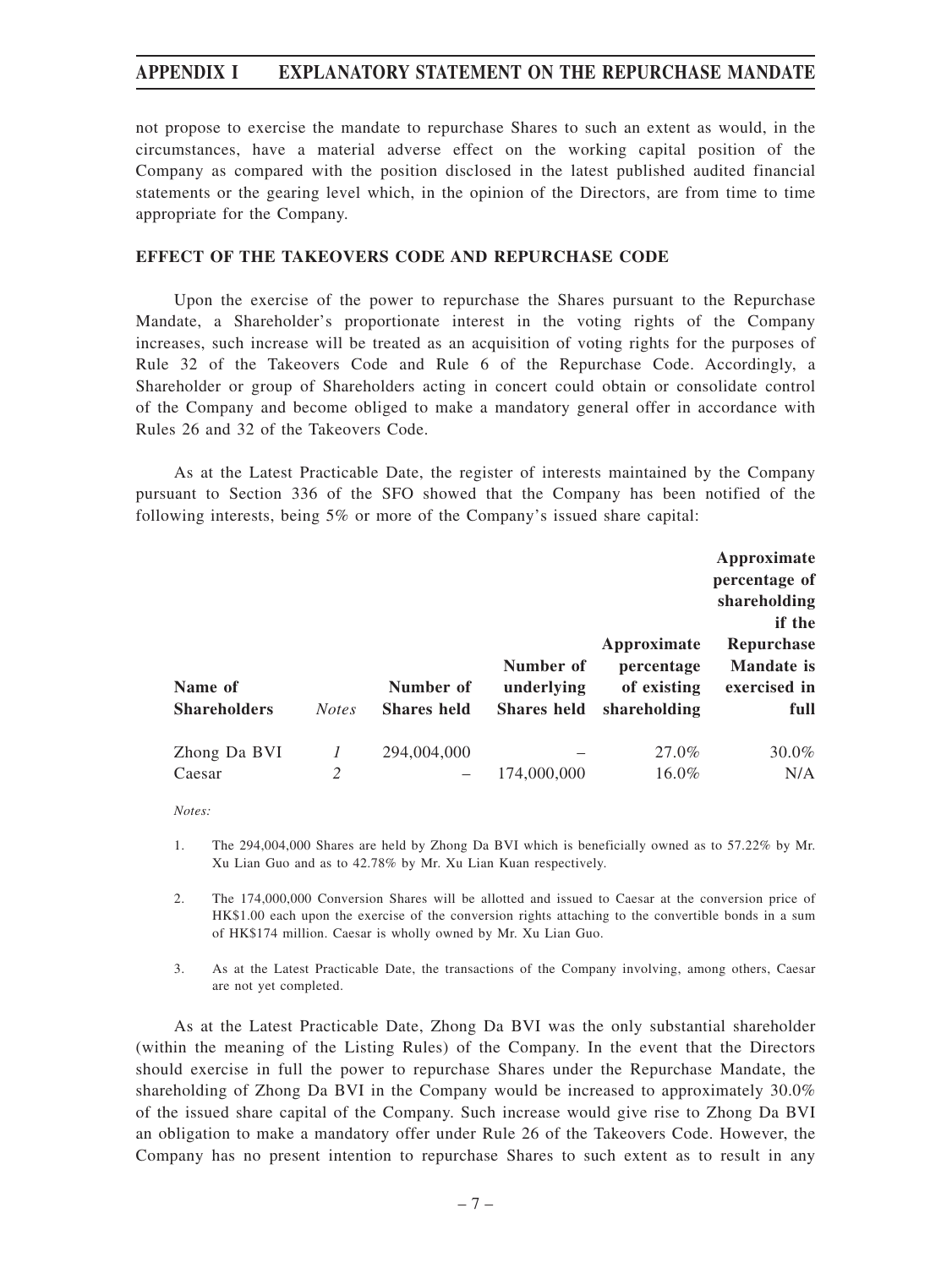not propose to exercise the mandate to repurchase Shares to such an extent as would, in the circumstances, have a material adverse effect on the working capital position of the Company as compared with the position disclosed in the latest published audited financial statements or the gearing level which, in the opinion of the Directors, are from time to time appropriate for the Company.

**EFFECT OF THE TAKEOVERS CODE AND REPURCHASE CODE**

Upon the exercise of the power to repurchase the Shares pursuant to the Repurchase Mandate, a Shareholder's proportionate interest in the voting rights of the Company increases, such increase will be treated as an acquisition of voting rights for the purposes of Rule 32 of the Takeovers Code and Rule 6 of the Repurchase Code. Accordingly, a Shareholder or group of Shareholders acting in concert could obtain or consolidate control of the Company and become obliged to make a mandatory general offer in accordance with Rules 26 and 32 of the Takeovers Code.

As at the Latest Practicable Date, the register of interests maintained by the Company pursuant to Section 336 of the SFO showed that the Company has been notified of the following interests, being 5% or more of the Company's issued share capital:

| Name of Shareholders | *Notes* | Number of Shares held | Number of underlying Shares held | Approximate percentage of existing shareholding | Approximate percentage of shareholding if the Repurchase Mandate is exercised in full |
|---|---|---|---|---|---|
| Zhong Da BVI | *1* | 294,004,000 | – | 27.0% | 30.0% |
| Caesar | *2* | – | 174,000,000 | 16.0% | N/A |

*Notes:*

1. The 294,004,000 Shares are held by Zhong Da BVI which is beneficially owned as to 57.22% by Mr. Xu Lian Guo and as to 42.78% by Mr. Xu Lian Kuan respectively.

2. The 174,000,000 Conversion Shares will be allotted and issued to Caesar at the conversion price of HK$1.00 each upon the exercise of the conversion rights attaching to the convertible bonds in a sum of HK$174 million. Caesar is wholly owned by Mr. Xu Lian Guo.

3. As at the Latest Practicable Date, the transactions of the Company involving, among others, Caesar are not yet completed.

As at the Latest Practicable Date, Zhong Da BVI was the only substantial shareholder (within the meaning of the Listing Rules) of the Company. In the event that the Directors should exercise in full the power to repurchase Shares under the Repurchase Mandate, the shareholding of Zhong Da BVI in the Company would be increased to approximately 30.0% of the issued share capital of the Company. Such increase would give rise to Zhong Da BVI an obligation to make a mandatory offer under Rule 26 of the Takeovers Code. However, the Company has no present intention to repurchase Shares to such extent as to result in any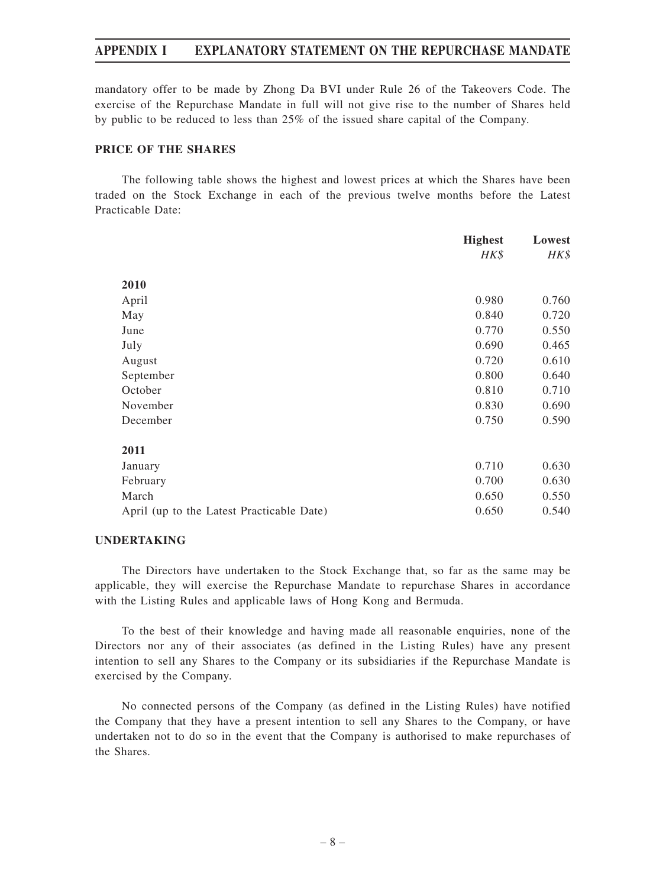mandatory offer to be made by Zhong Da BVI under Rule 26 of the Takeovers Code. The exercise of the Repurchase Mandate in full will not give rise to the number of Shares held by public to be reduced to less than 25% of the issued share capital of the Company.

## PRICE OF THE SHARES

The following table shows the highest and lowest prices at which the Shares have been traded on the Stock Exchange in each of the previous twelve months before the Latest Practicable Date:

| | Highest | Lowest |
|---|---|---|
| | *HK$* | *HK$* |
| **2010** | | |
| April | 0.980 | 0.760 |
| May | 0.840 | 0.720 |
| June | 0.770 | 0.550 |
| July | 0.690 | 0.465 |
| August | 0.720 | 0.610 |
| September | 0.800 | 0.640 |
| October | 0.810 | 0.710 |
| November | 0.830 | 0.690 |
| December | 0.750 | 0.590 |
| **2011** | | |
| January | 0.710 | 0.630 |
| February | 0.700 | 0.630 |
| March | 0.650 | 0.550 |
| April (up to the Latest Practicable Date) | 0.650 | 0.540 |

## UNDERTAKING

The Directors have undertaken to the Stock Exchange that, so far as the same may be applicable, they will exercise the Repurchase Mandate to repurchase Shares in accordance with the Listing Rules and applicable laws of Hong Kong and Bermuda.

To the best of their knowledge and having made all reasonable enquiries, none of the Directors nor any of their associates (as defined in the Listing Rules) have any present intention to sell any Shares to the Company or its subsidiaries if the Repurchase Mandate is exercised by the Company.

No connected persons of the Company (as defined in the Listing Rules) have notified the Company that they have a present intention to sell any Shares to the Company, or have undertaken not to do so in the event that the Company is authorised to make repurchases of the Shares.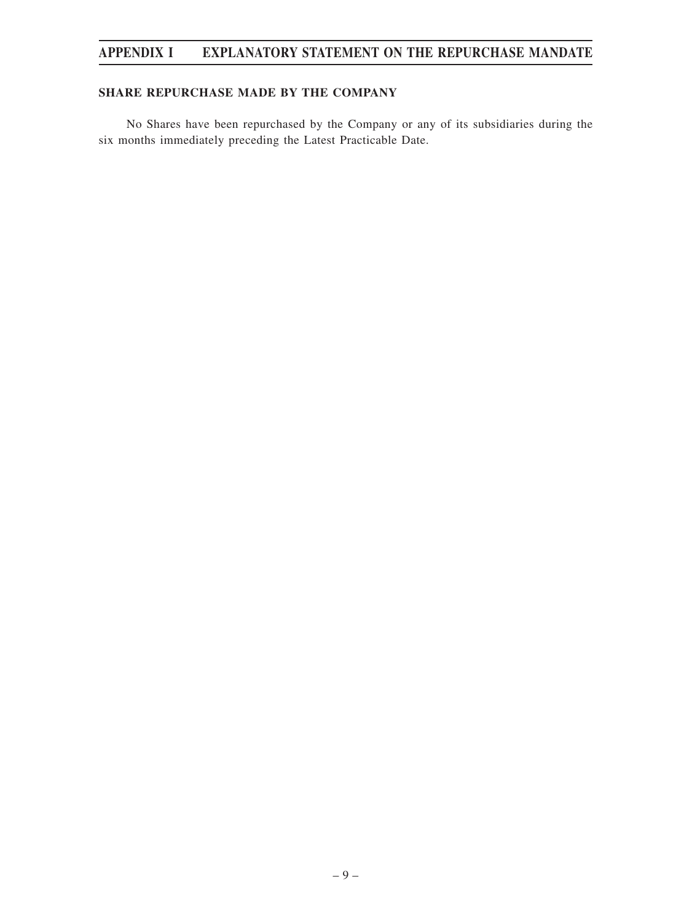## SHARE REPURCHASE MADE BY THE COMPANY

No Shares have been repurchased by the Company or any of its subsidiaries during the six months immediately preceding the Latest Practicable Date.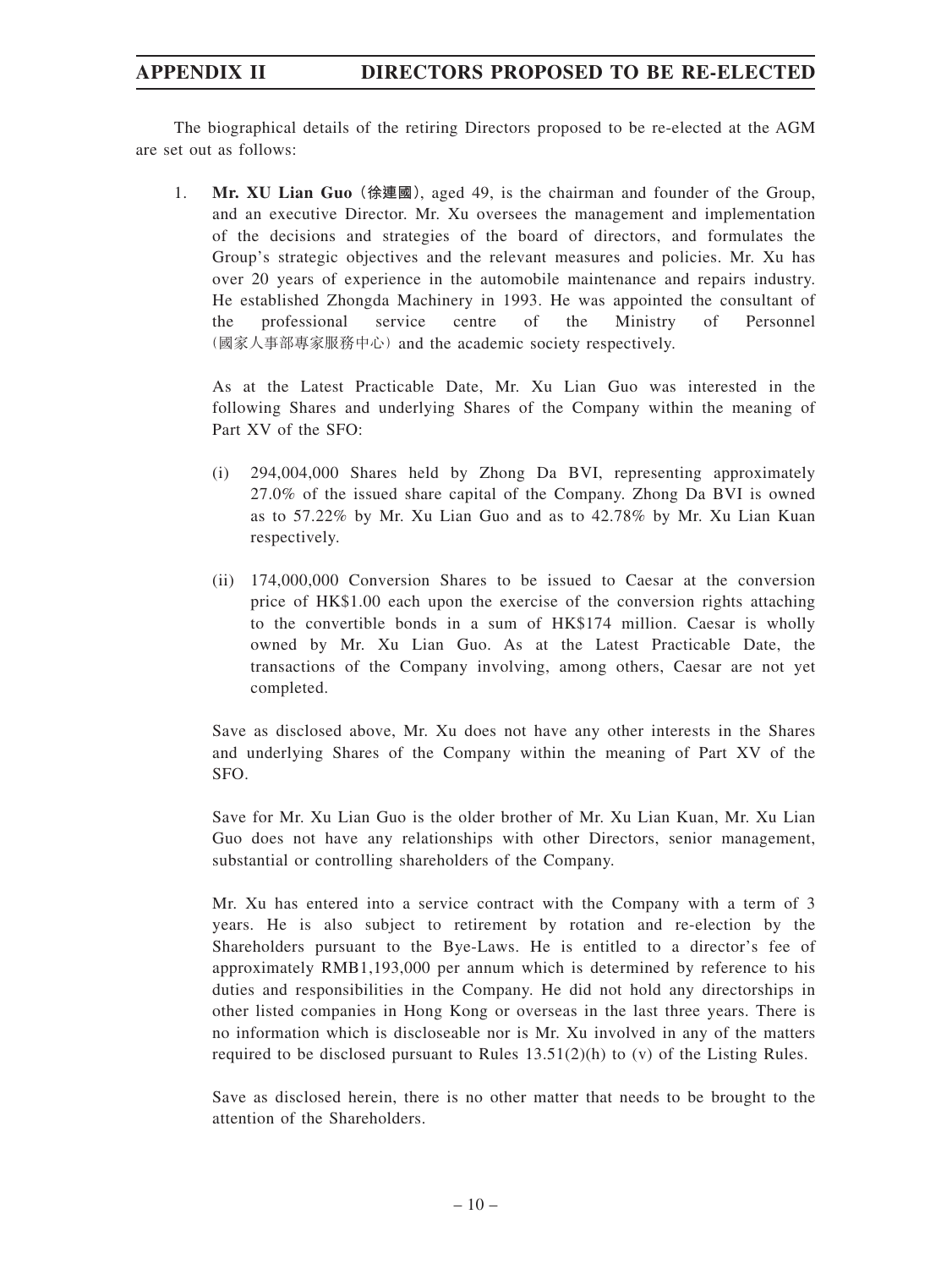The biographical details of the retiring Directors proposed to be re-elected at the AGM are set out as follows:

1. **Mr. XU Lian Guo (徐連國)**, aged 49, is the chairman and founder of the Group, and an executive Director. Mr. Xu oversees the management and implementation of the decisions and strategies of the board of directors, and formulates the Group's strategic objectives and the relevant measures and policies. Mr. Xu has over 20 years of experience in the automobile maintenance and repairs industry. He established Zhongda Machinery in 1993. He was appointed the consultant of the professional service centre of the Ministry of Personnel (國家人事部專家服務中心) and the academic society respectively.

   As at the Latest Practicable Date, Mr. Xu Lian Guo was interested in the following Shares and underlying Shares of the Company within the meaning of Part XV of the SFO:

   (i) 294,004,000 Shares held by Zhong Da BVI, representing approximately 27.0% of the issued share capital of the Company. Zhong Da BVI is owned as to 57.22% by Mr. Xu Lian Guo and as to 42.78% by Mr. Xu Lian Kuan respectively.

   (ii) 174,000,000 Conversion Shares to be issued to Caesar at the conversion price of HK$1.00 each upon the exercise of the conversion rights attaching to the convertible bonds in a sum of HK$174 million. Caesar is wholly owned by Mr. Xu Lian Guo. As at the Latest Practicable Date, the transactions of the Company involving, among others, Caesar are not yet completed.

   Save as disclosed above, Mr. Xu does not have any other interests in the Shares and underlying Shares of the Company within the meaning of Part XV of the SFO.

   Save for Mr. Xu Lian Guo is the older brother of Mr. Xu Lian Kuan, Mr. Xu Lian Guo does not have any relationships with other Directors, senior management, substantial or controlling shareholders of the Company.

   Mr. Xu has entered into a service contract with the Company with a term of 3 years. He is also subject to retirement by rotation and re-election by the Shareholders pursuant to the Bye-Laws. He is entitled to a director's fee of approximately RMB1,193,000 per annum which is determined by reference to his duties and responsibilities in the Company. He did not hold any directorships in other listed companies in Hong Kong or overseas in the last three years. There is no information which is discloseable nor is Mr. Xu involved in any of the matters required to be disclosed pursuant to Rules 13.51(2)(h) to (v) of the Listing Rules.

   Save as disclosed herein, there is no other matter that needs to be brought to the attention of the Shareholders.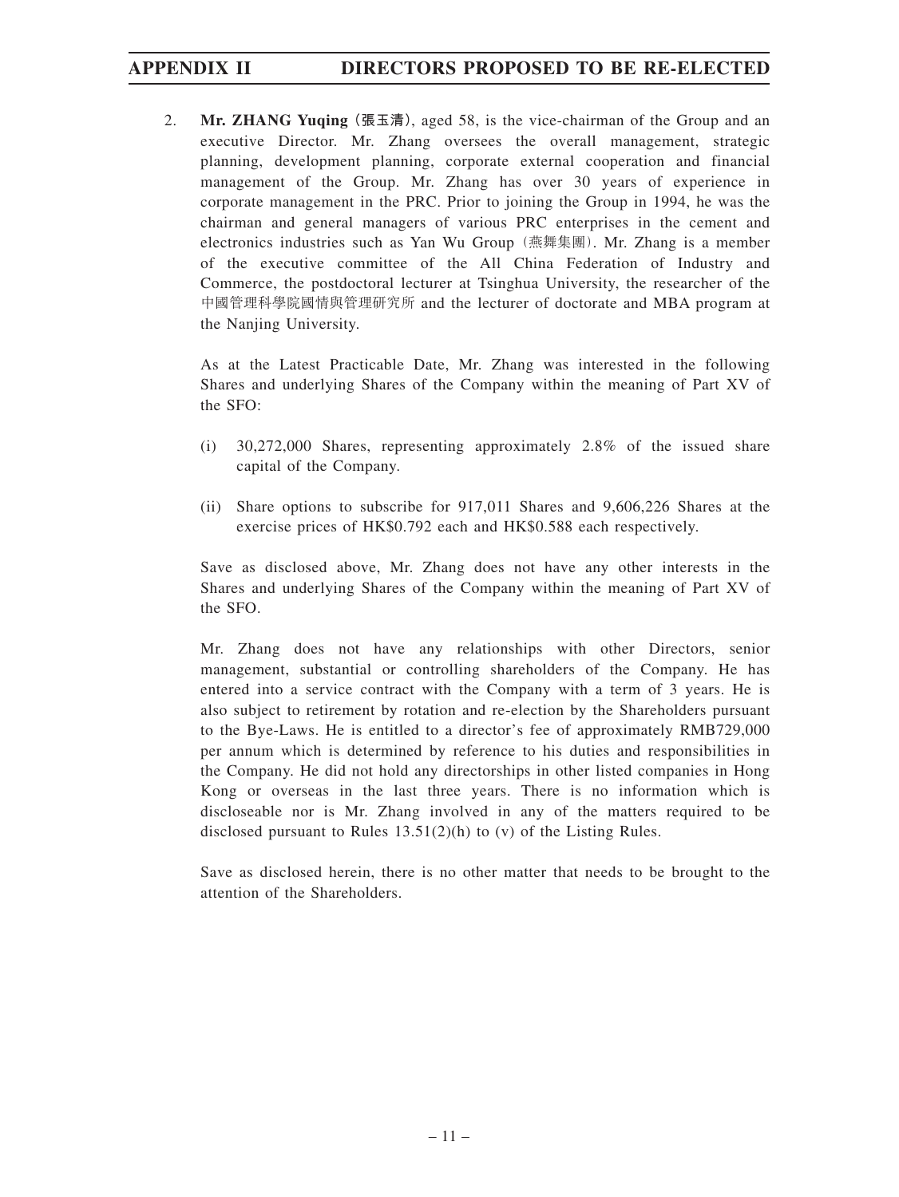2. **Mr. ZHANG Yuqing (張玉清)**, aged 58, is the vice-chairman of the Group and an executive Director. Mr. Zhang oversees the overall management, strategic planning, development planning, corporate external cooperation and financial management of the Group. Mr. Zhang has over 30 years of experience in corporate management in the PRC. Prior to joining the Group in 1994, he was the chairman and general managers of various PRC enterprises in the cement and electronics industries such as Yan Wu Group (燕舞集團). Mr. Zhang is a member of the executive committee of the All China Federation of Industry and Commerce, the postdoctoral lecturer at Tsinghua University, the researcher of the 中國管理科學院國情與管理研究所 and the lecturer of doctorate and MBA program at the Nanjing University.

   As at the Latest Practicable Date, Mr. Zhang was interested in the following Shares and underlying Shares of the Company within the meaning of Part XV of the SFO:

   (i) 30,272,000 Shares, representing approximately 2.8% of the issued share capital of the Company.

   (ii) Share options to subscribe for 917,011 Shares and 9,606,226 Shares at the exercise prices of HK$0.792 each and HK$0.588 each respectively.

   Save as disclosed above, Mr. Zhang does not have any other interests in the Shares and underlying Shares of the Company within the meaning of Part XV of the SFO.

   Mr. Zhang does not have any relationships with other Directors, senior management, substantial or controlling shareholders of the Company. He has entered into a service contract with the Company with a term of 3 years. He is also subject to retirement by rotation and re-election by the Shareholders pursuant to the Bye-Laws. He is entitled to a director's fee of approximately RMB729,000 per annum which is determined by reference to his duties and responsibilities in the Company. He did not hold any directorships in other listed companies in Hong Kong or overseas in the last three years. There is no information which is discloseable nor is Mr. Zhang involved in any of the matters required to be disclosed pursuant to Rules 13.51(2)(h) to (v) of the Listing Rules.

   Save as disclosed herein, there is no other matter that needs to be brought to the attention of the Shareholders.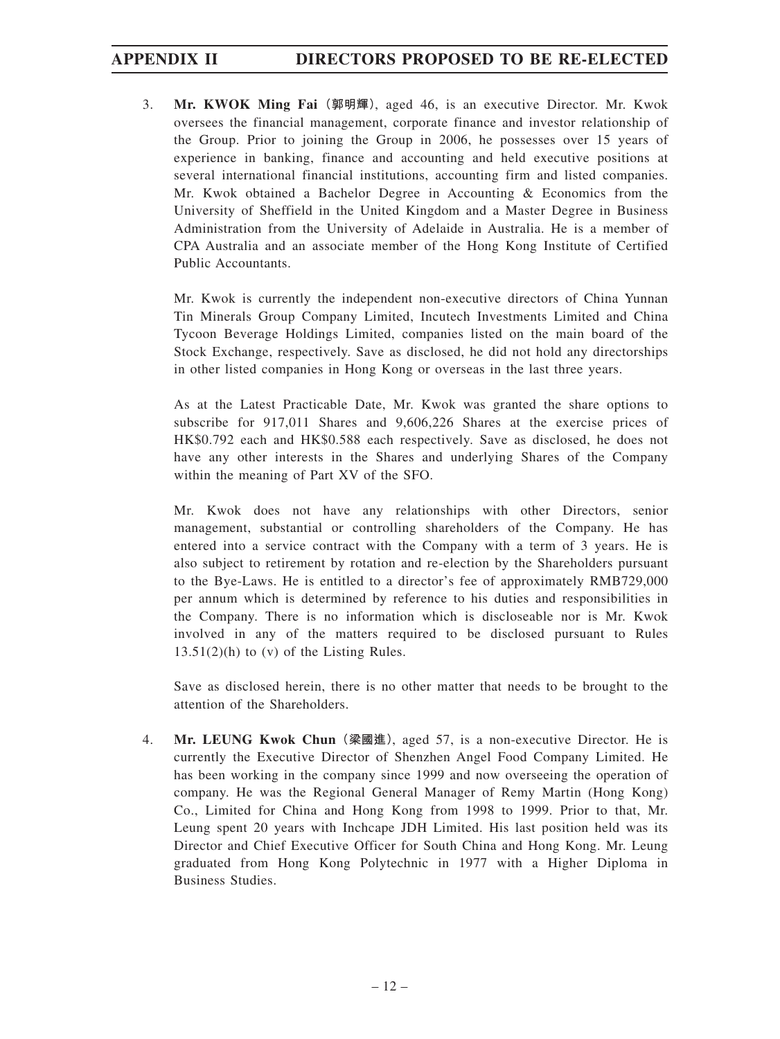3. **Mr. KWOK Ming Fai (郭明輝)**, aged 46, is an executive Director. Mr. Kwok oversees the financial management, corporate finance and investor relationship of the Group. Prior to joining the Group in 2006, he possesses over 15 years of experience in banking, finance and accounting and held executive positions at several international financial institutions, accounting firm and listed companies. Mr. Kwok obtained a Bachelor Degree in Accounting & Economics from the University of Sheffield in the United Kingdom and a Master Degree in Business Administration from the University of Adelaide in Australia. He is a member of CPA Australia and an associate member of the Hong Kong Institute of Certified Public Accountants.

   Mr. Kwok is currently the independent non-executive directors of China Yunnan Tin Minerals Group Company Limited, Incutech Investments Limited and China Tycoon Beverage Holdings Limited, companies listed on the main board of the Stock Exchange, respectively. Save as disclosed, he did not hold any directorships in other listed companies in Hong Kong or overseas in the last three years.

   As at the Latest Practicable Date, Mr. Kwok was granted the share options to subscribe for 917,011 Shares and 9,606,226 Shares at the exercise prices of HK$0.792 each and HK$0.588 each respectively. Save as disclosed, he does not have any other interests in the Shares and underlying Shares of the Company within the meaning of Part XV of the SFO.

   Mr. Kwok does not have any relationships with other Directors, senior management, substantial or controlling shareholders of the Company. He has entered into a service contract with the Company with a term of 3 years. He is also subject to retirement by rotation and re-election by the Shareholders pursuant to the Bye-Laws. He is entitled to a director's fee of approximately RMB729,000 per annum which is determined by reference to his duties and responsibilities in the Company. There is no information which is discloseable nor is Mr. Kwok involved in any of the matters required to be disclosed pursuant to Rules 13.51(2)(h) to (v) of the Listing Rules.

   Save as disclosed herein, there is no other matter that needs to be brought to the attention of the Shareholders.

4. **Mr. LEUNG Kwok Chun (梁國進)**, aged 57, is a non-executive Director. He is currently the Executive Director of Shenzhen Angel Food Company Limited. He has been working in the company since 1999 and now overseeing the operation of company. He was the Regional General Manager of Remy Martin (Hong Kong) Co., Limited for China and Hong Kong from 1998 to 1999. Prior to that, Mr. Leung spent 20 years with Inchcape JDH Limited. His last position held was its Director and Chief Executive Officer for South China and Hong Kong. Mr. Leung graduated from Hong Kong Polytechnic in 1977 with a Higher Diploma in Business Studies.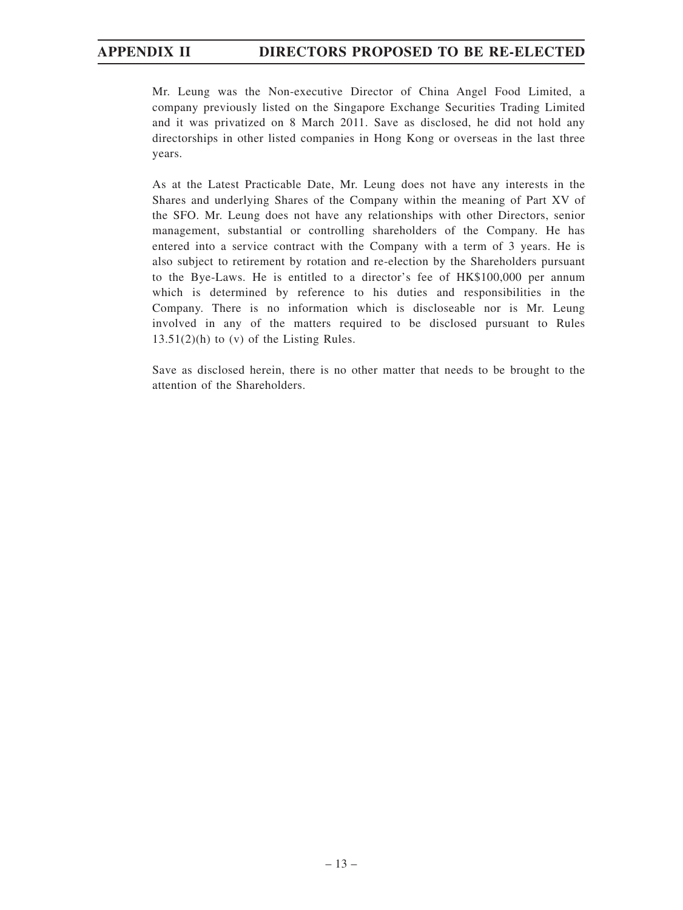Mr. Leung was the Non-executive Director of China Angel Food Limited, a company previously listed on the Singapore Exchange Securities Trading Limited and it was privatized on 8 March 2011. Save as disclosed, he did not hold any directorships in other listed companies in Hong Kong or overseas in the last three years.

As at the Latest Practicable Date, Mr. Leung does not have any interests in the Shares and underlying Shares of the Company within the meaning of Part XV of the SFO. Mr. Leung does not have any relationships with other Directors, senior management, substantial or controlling shareholders of the Company. He has entered into a service contract with the Company with a term of 3 years. He is also subject to retirement by rotation and re-election by the Shareholders pursuant to the Bye-Laws. He is entitled to a director's fee of HK$100,000 per annum which is determined by reference to his duties and responsibilities in the Company. There is no information which is discloseable nor is Mr. Leung involved in any of the matters required to be disclosed pursuant to Rules 13.51(2)(h) to (v) of the Listing Rules.

Save as disclosed herein, there is no other matter that needs to be brought to the attention of the Shareholders.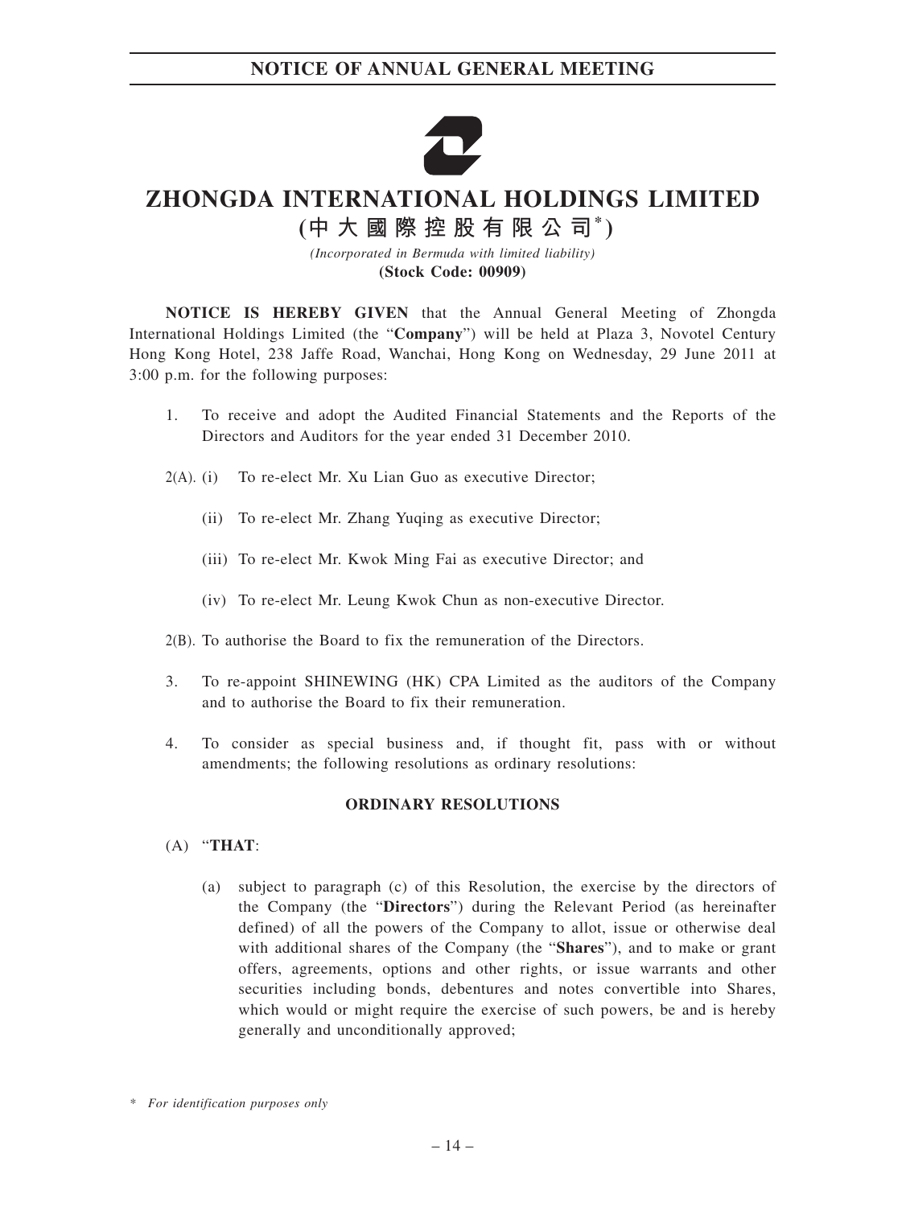# NOTICE OF ANNUAL GENERAL MEETING

# ZHONGDA INTERNATIONAL HOLDINGS LIMITED

## (中大國際控股有限公司*)

*(Incorporated in Bermuda with limited liability)*

**(Stock Code: 00909)**

**NOTICE IS HEREBY GIVEN** that the Annual General Meeting of Zhongda International Holdings Limited (the "**Company**") will be held at Plaza 3, Novotel Century Hong Kong Hotel, 238 Jaffe Road, Wanchai, Hong Kong on Wednesday, 29 June 2011 at 3:00 p.m. for the following purposes:

1. To receive and adopt the Audited Financial Statements and the Reports of the Directors and Auditors for the year ended 31 December 2010.

2(A). (i) To re-elect Mr. Xu Lian Guo as executive Director;

(ii) To re-elect Mr. Zhang Yuqing as executive Director;

(iii) To re-elect Mr. Kwok Ming Fai as executive Director; and

(iv) To re-elect Mr. Leung Kwok Chun as non-executive Director.

2(B). To authorise the Board to fix the remuneration of the Directors.

3. To re-appoint SHINEWING (HK) CPA Limited as the auditors of the Company and to authorise the Board to fix their remuneration.

4. To consider as special business and, if thought fit, pass with or without amendments; the following resolutions as ordinary resolutions:

**ORDINARY RESOLUTIONS**

(A) "**THAT**:

(a) subject to paragraph (c) of this Resolution, the exercise by the directors of the Company (the "**Directors**") during the Relevant Period (as hereinafter defined) of all the powers of the Company to allot, issue or otherwise deal with additional shares of the Company (the "**Shares**"), and to make or grant offers, agreements, options and other rights, or issue warrants and other securities including bonds, debentures and notes convertible into Shares, which would or might require the exercise of such powers, be and is hereby generally and unconditionally approved;

\* *For identification purposes only*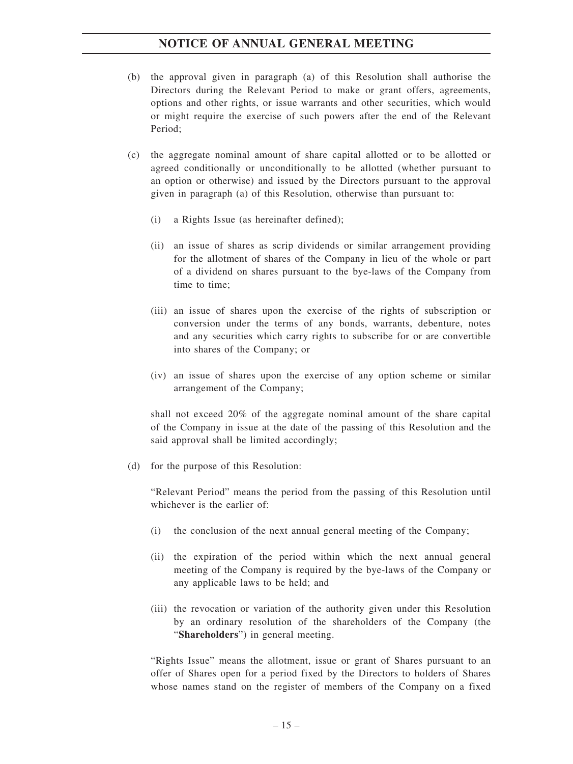(b) the approval given in paragraph (a) of this Resolution shall authorise the Directors during the Relevant Period to make or grant offers, agreements, options and other rights, or issue warrants and other securities, which would or might require the exercise of such powers after the end of the Relevant Period;

(c) the aggregate nominal amount of share capital allotted or to be allotted or agreed conditionally or unconditionally to be allotted (whether pursuant to an option or otherwise) and issued by the Directors pursuant to the approval given in paragraph (a) of this Resolution, otherwise than pursuant to:

  (i) a Rights Issue (as hereinafter defined);

  (ii) an issue of shares as scrip dividends or similar arrangement providing for the allotment of shares of the Company in lieu of the whole or part of a dividend on shares pursuant to the bye-laws of the Company from time to time;

  (iii) an issue of shares upon the exercise of the rights of subscription or conversion under the terms of any bonds, warrants, debenture, notes and any securities which carry rights to subscribe for or are convertible into shares of the Company; or

  (iv) an issue of shares upon the exercise of any option scheme or similar arrangement of the Company;

shall not exceed 20% of the aggregate nominal amount of the share capital of the Company in issue at the date of the passing of this Resolution and the said approval shall be limited accordingly;

(d) for the purpose of this Resolution:

"Relevant Period" means the period from the passing of this Resolution until whichever is the earlier of:

  (i) the conclusion of the next annual general meeting of the Company;

  (ii) the expiration of the period within which the next annual general meeting of the Company is required by the bye-laws of the Company or any applicable laws to be held; and

  (iii) the revocation or variation of the authority given under this Resolution by an ordinary resolution of the shareholders of the Company (the "**Shareholders**") in general meeting.

"Rights Issue" means the allotment, issue or grant of Shares pursuant to an offer of Shares open for a period fixed by the Directors to holders of Shares whose names stand on the register of members of the Company on a fixed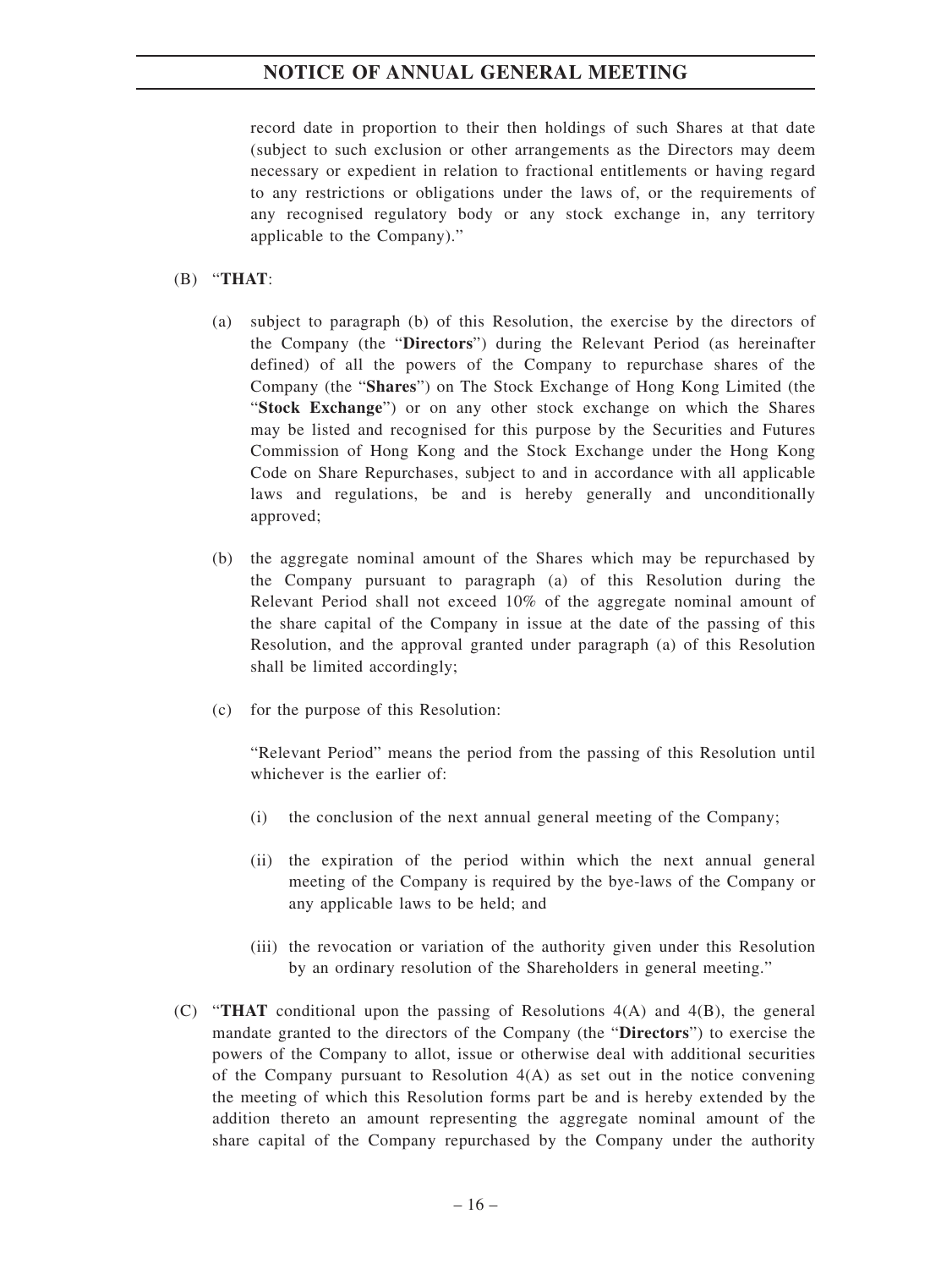record date in proportion to their then holdings of such Shares at that date (subject to such exclusion or other arrangements as the Directors may deem necessary or expedient in relation to fractional entitlements or having regard to any restrictions or obligations under the laws of, or the requirements of any recognised regulatory body or any stock exchange in, any territory applicable to the Company)."

(B) "**THAT**:

(a) subject to paragraph (b) of this Resolution, the exercise by the directors of the Company (the "**Directors**") during the Relevant Period (as hereinafter defined) of all the powers of the Company to repurchase shares of the Company (the "**Shares**") on The Stock Exchange of Hong Kong Limited (the "**Stock Exchange**") or on any other stock exchange on which the Shares may be listed and recognised for this purpose by the Securities and Futures Commission of Hong Kong and the Stock Exchange under the Hong Kong Code on Share Repurchases, subject to and in accordance with all applicable laws and regulations, be and is hereby generally and unconditionally approved;

(b) the aggregate nominal amount of the Shares which may be repurchased by the Company pursuant to paragraph (a) of this Resolution during the Relevant Period shall not exceed 10% of the aggregate nominal amount of the share capital of the Company in issue at the date of the passing of this Resolution, and the approval granted under paragraph (a) of this Resolution shall be limited accordingly;

(c) for the purpose of this Resolution:

"Relevant Period" means the period from the passing of this Resolution until whichever is the earlier of:

(i) the conclusion of the next annual general meeting of the Company;

(ii) the expiration of the period within which the next annual general meeting of the Company is required by the bye-laws of the Company or any applicable laws to be held; and

(iii) the revocation or variation of the authority given under this Resolution by an ordinary resolution of the Shareholders in general meeting."

(C) "**THAT** conditional upon the passing of Resolutions 4(A) and 4(B), the general mandate granted to the directors of the Company (the "**Directors**") to exercise the powers of the Company to allot, issue or otherwise deal with additional securities of the Company pursuant to Resolution 4(A) as set out in the notice convening the meeting of which this Resolution forms part be and is hereby extended by the addition thereto an amount representing the aggregate nominal amount of the share capital of the Company repurchased by the Company under the authority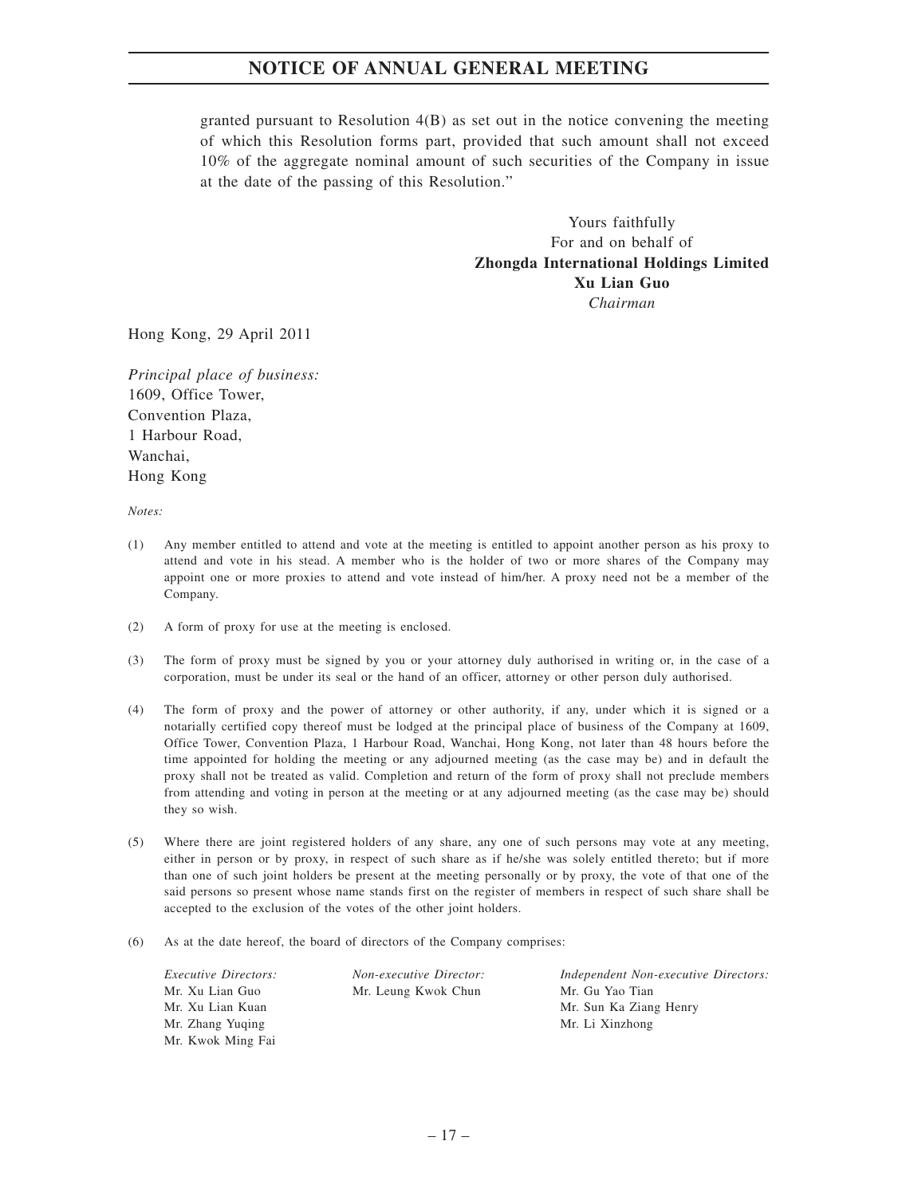granted pursuant to Resolution 4(B) as set out in the notice convening the meeting of which this Resolution forms part, provided that such amount shall not exceed 10% of the aggregate nominal amount of such securities of the Company in issue at the date of the passing of this Resolution."

Yours faithfully
For and on behalf of
**Zhongda International Holdings Limited**
**Xu Lian Guo**
*Chairman*

Hong Kong, 29 April 2011

*Principal place of business:*
1609, Office Tower,
Convention Plaza,
1 Harbour Road,
Wanchai,
Hong Kong

*Notes:*

(1) Any member entitled to attend and vote at the meeting is entitled to appoint another person as his proxy to attend and vote in his stead. A member who is the holder of two or more shares of the Company may appoint one or more proxies to attend and vote instead of him/her. A proxy need not be a member of the Company.

(2) A form of proxy for use at the meeting is enclosed.

(3) The form of proxy must be signed by you or your attorney duly authorised in writing or, in the case of a corporation, must be under its seal or the hand of an officer, attorney or other person duly authorised.

(4) The form of proxy and the power of attorney or other authority, if any, under which it is signed or a notarially certified copy thereof must be lodged at the principal place of business of the Company at 1609, Office Tower, Convention Plaza, 1 Harbour Road, Wanchai, Hong Kong, not later than 48 hours before the time appointed for holding the meeting or any adjourned meeting (as the case may be) and in default the proxy shall not be treated as valid. Completion and return of the form of proxy shall not preclude members from attending and voting in person at the meeting or at any adjourned meeting (as the case may be) should they so wish.

(5) Where there are joint registered holders of any share, any one of such persons may vote at any meeting, either in person or by proxy, in respect of such share as if he/she was solely entitled thereto; but if more than one of such joint holders be present at the meeting personally or by proxy, the vote of that one of the said persons so present whose name stands first on the register of members in respect of such share shall be accepted to the exclusion of the votes of the other joint holders.

(6) As at the date hereof, the board of directors of the Company comprises:

| *Executive Directors:* | *Non-executive Director:* | *Independent Non-executive Directors:* |
|---|---|---|
| Mr. Xu Lian Guo | Mr. Leung Kwok Chun | Mr. Gu Yao Tian |
| Mr. Xu Lian Kuan | | Mr. Sun Ka Ziang Henry |
| Mr. Zhang Yuqing | | Mr. Li Xinzhong |
| Mr. Kwok Ming Fai | | |